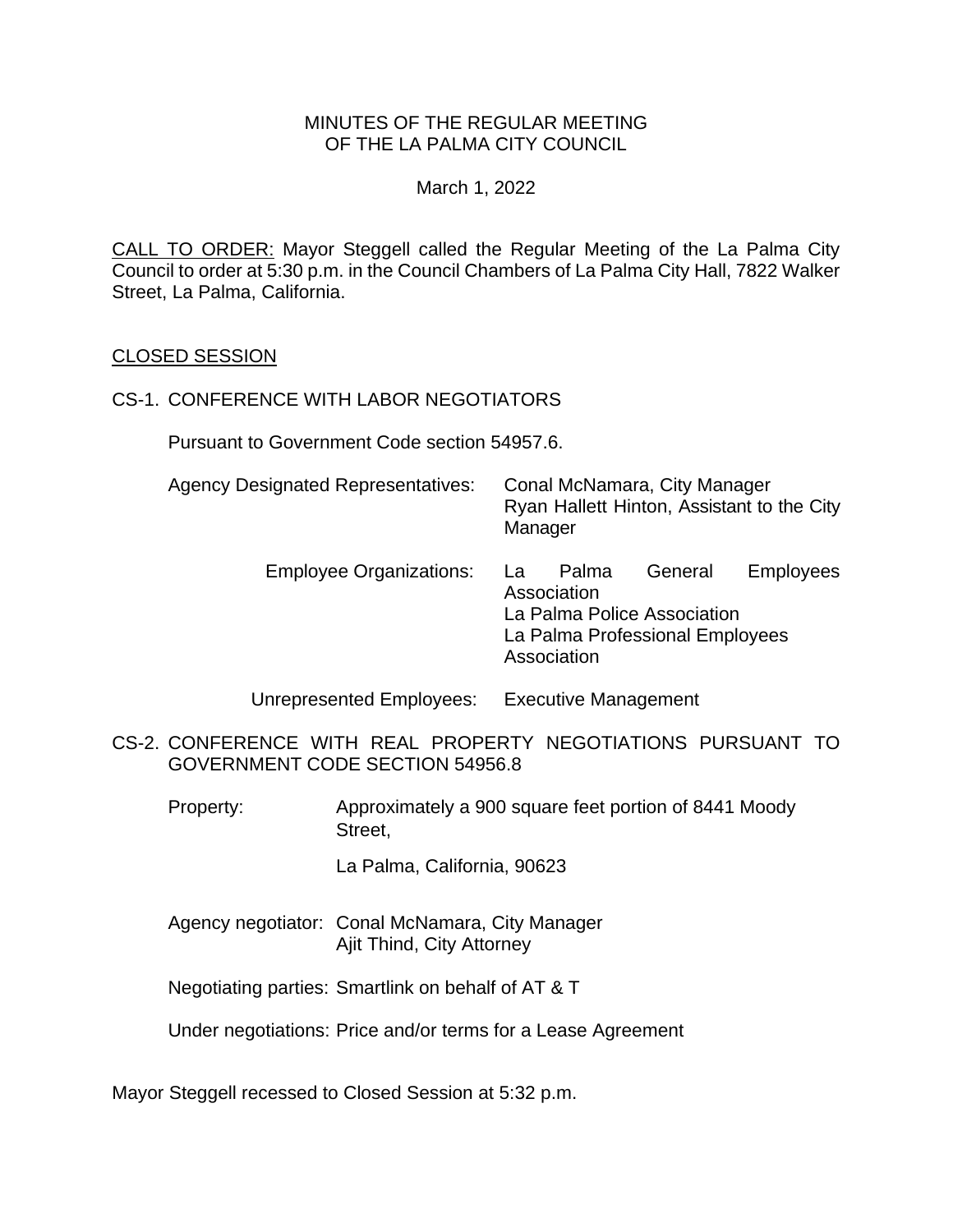MINUTES OF THE REGULAR MEETING
OF THE LA PALMA CITY COUNCIL

March 1, 2022

CALL TO ORDER: Mayor Steggell called the Regular Meeting of the La Palma City Council to order at 5:30 p.m. in the Council Chambers of La Palma City Hall, 7822 Walker Street, La Palma, California.

## CLOSED SESSION

CS-1. CONFERENCE WITH LABOR NEGOTIATORS

Pursuant to Government Code section 54957.6.

| | |
|---|---|
| Agency Designated Representatives: | Conal McNamara, City Manager<br>Ryan Hallett Hinton, Assistant to the City Manager |
| Employee Organizations: | La Palma General Employees Association<br>La Palma Police Association<br>La Palma Professional Employees Association |
| Unrepresented Employees: | Executive Management |

CS-2. CONFERENCE WITH REAL PROPERTY NEGOTIATIONS PURSUANT TO GOVERNMENT CODE SECTION 54956.8

| | |
|---|---|
| Property: | Approximately a 900 square feet portion of 8441 Moody Street,<br><br>La Palma, California, 90623 |
| Agency negotiator: | Conal McNamara, City Manager<br>Ajit Thind, City Attorney |
| Negotiating parties: | Smartlink on behalf of AT & T |
| Under negotiations: | Price and/or terms for a Lease Agreement |

Mayor Steggell recessed to Closed Session at 5:32 p.m.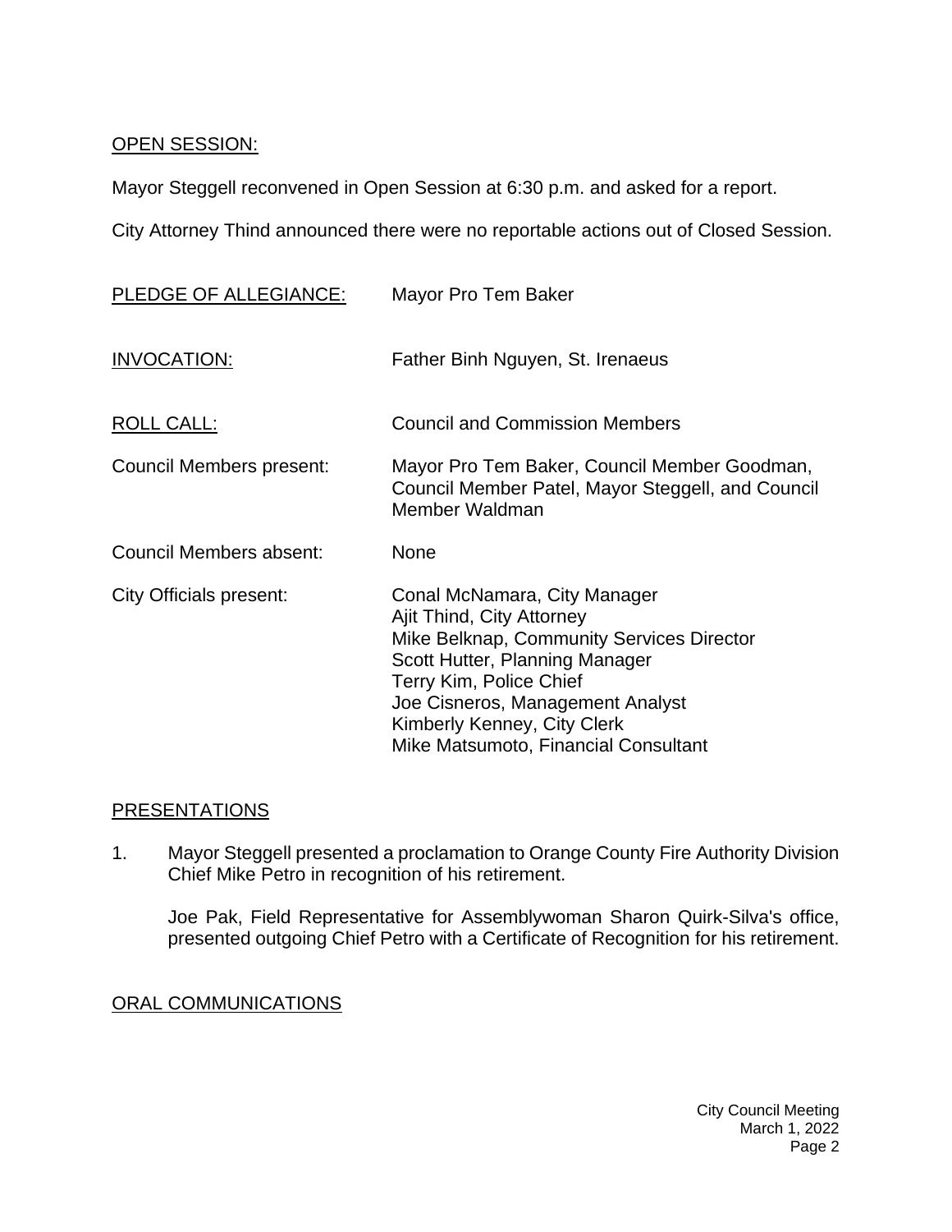OPEN SESSION:

Mayor Steggell reconvened in Open Session at 6:30 p.m. and asked for a report.

City Attorney Thind announced there were no reportable actions out of Closed Session.

| | |
|---|---|
| PLEDGE OF ALLEGIANCE: | Mayor Pro Tem Baker |
| INVOCATION: | Father Binh Nguyen, St. Irenaeus |
| ROLL CALL: | Council and Commission Members |
| Council Members present: | Mayor Pro Tem Baker, Council Member Goodman, Council Member Patel, Mayor Steggell, and Council Member Waldman |
| Council Members absent: | None |
| City Officials present: | Conal McNamara, City Manager<br>Ajit Thind, City Attorney<br>Mike Belknap, Community Services Director<br>Scott Hutter, Planning Manager<br>Terry Kim, Police Chief<br>Joe Cisneros, Management Analyst<br>Kimberly Kenney, City Clerk<br>Mike Matsumoto, Financial Consultant |

PRESENTATIONS

1. Mayor Steggell presented a proclamation to Orange County Fire Authority Division Chief Mike Petro in recognition of his retirement.

   Joe Pak, Field Representative for Assemblywoman Sharon Quirk-Silva's office, presented outgoing Chief Petro with a Certificate of Recognition for his retirement.

ORAL COMMUNICATIONS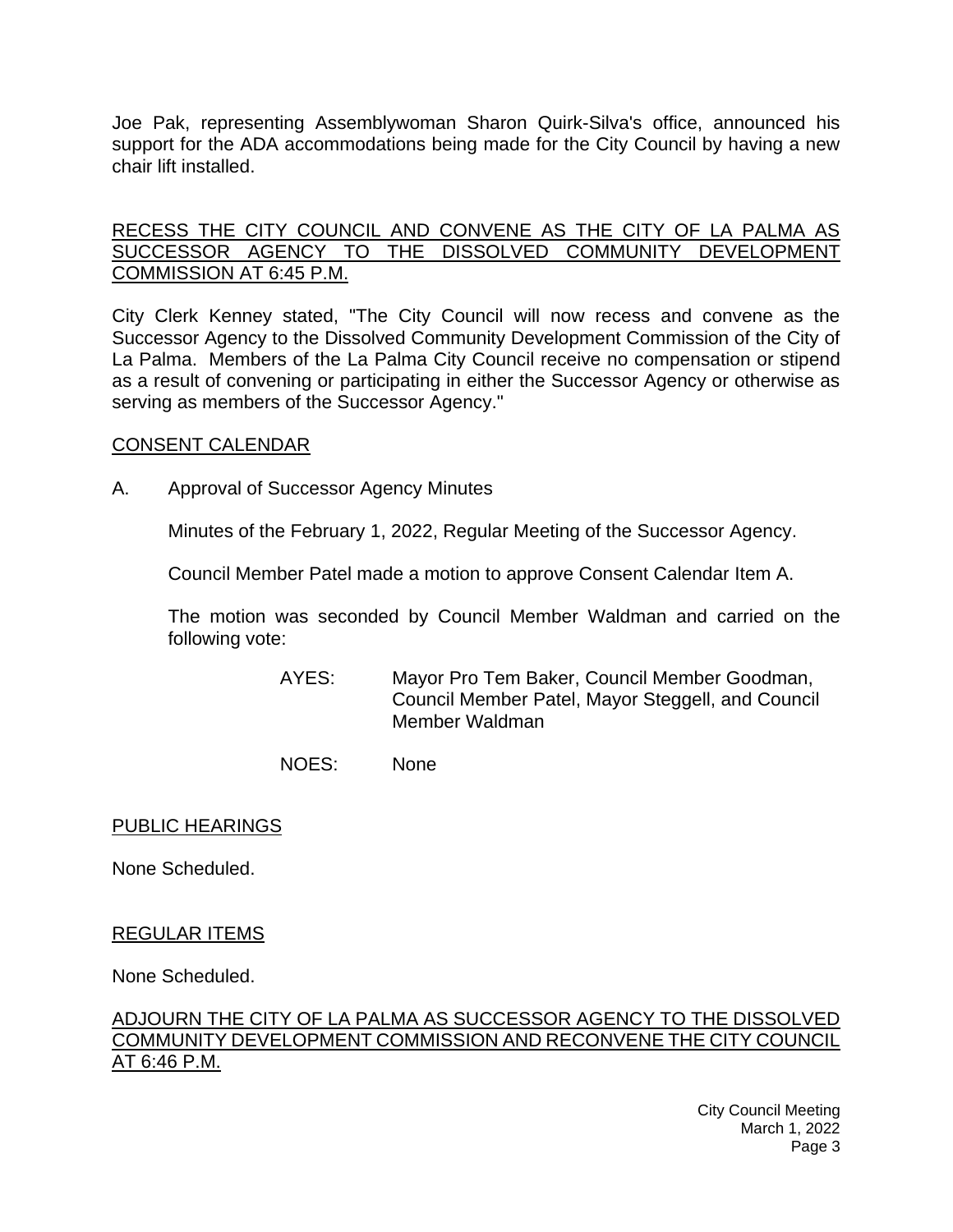Joe Pak, representing Assemblywoman Sharon Quirk-Silva's office, announced his support for the ADA accommodations being made for the City Council by having a new chair lift installed.

RECESS THE CITY COUNCIL AND CONVENE AS THE CITY OF LA PALMA AS SUCCESSOR AGENCY TO THE DISSOLVED COMMUNITY DEVELOPMENT COMMISSION AT 6:45 P.M.

City Clerk Kenney stated, "The City Council will now recess and convene as the Successor Agency to the Dissolved Community Development Commission of the City of La Palma. Members of the La Palma City Council receive no compensation or stipend as a result of convening or participating in either the Successor Agency or otherwise as serving as members of the Successor Agency."

CONSENT CALENDAR

A. Approval of Successor Agency Minutes

Minutes of the February 1, 2022, Regular Meeting of the Successor Agency.

Council Member Patel made a motion to approve Consent Calendar Item A.

The motion was seconded by Council Member Waldman and carried on the following vote:

AYES: Mayor Pro Tem Baker, Council Member Goodman, Council Member Patel, Mayor Steggell, and Council Member Waldman

NOES: None

PUBLIC HEARINGS

None Scheduled.

REGULAR ITEMS

None Scheduled.

ADJOURN THE CITY OF LA PALMA AS SUCCESSOR AGENCY TO THE DISSOLVED COMMUNITY DEVELOPMENT COMMISSION AND RECONVENE THE CITY COUNCIL AT 6:46 P.M.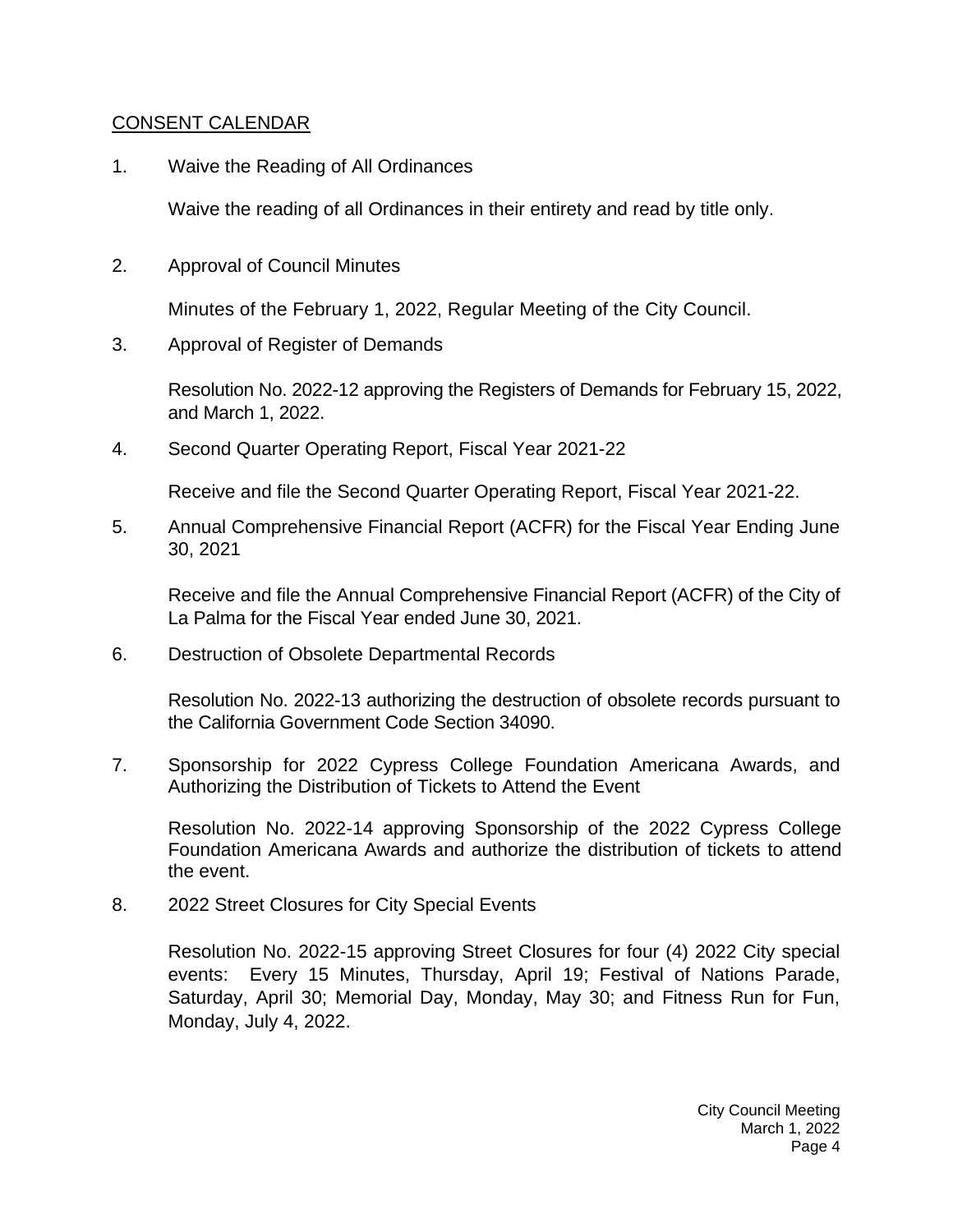CONSENT CALENDAR

1. Waive the Reading of All Ordinances

   Waive the reading of all Ordinances in their entirety and read by title only.

2. Approval of Council Minutes

   Minutes of the February 1, 2022, Regular Meeting of the City Council.

3. Approval of Register of Demands

   Resolution No. 2022-12 approving the Registers of Demands for February 15, 2022, and March 1, 2022.

4. Second Quarter Operating Report, Fiscal Year 2021-22

   Receive and file the Second Quarter Operating Report, Fiscal Year 2021-22.

5. Annual Comprehensive Financial Report (ACFR) for the Fiscal Year Ending June 30, 2021

   Receive and file the Annual Comprehensive Financial Report (ACFR) of the City of La Palma for the Fiscal Year ended June 30, 2021.

6. Destruction of Obsolete Departmental Records

   Resolution No. 2022-13 authorizing the destruction of obsolete records pursuant to the California Government Code Section 34090.

7. Sponsorship for 2022 Cypress College Foundation Americana Awards, and Authorizing the Distribution of Tickets to Attend the Event

   Resolution No. 2022-14 approving Sponsorship of the 2022 Cypress College Foundation Americana Awards and authorize the distribution of tickets to attend the event.

8. 2022 Street Closures for City Special Events

   Resolution No. 2022-15 approving Street Closures for four (4) 2022 City special events: Every 15 Minutes, Thursday, April 19; Festival of Nations Parade, Saturday, April 30; Memorial Day, Monday, May 30; and Fitness Run for Fun, Monday, July 4, 2022.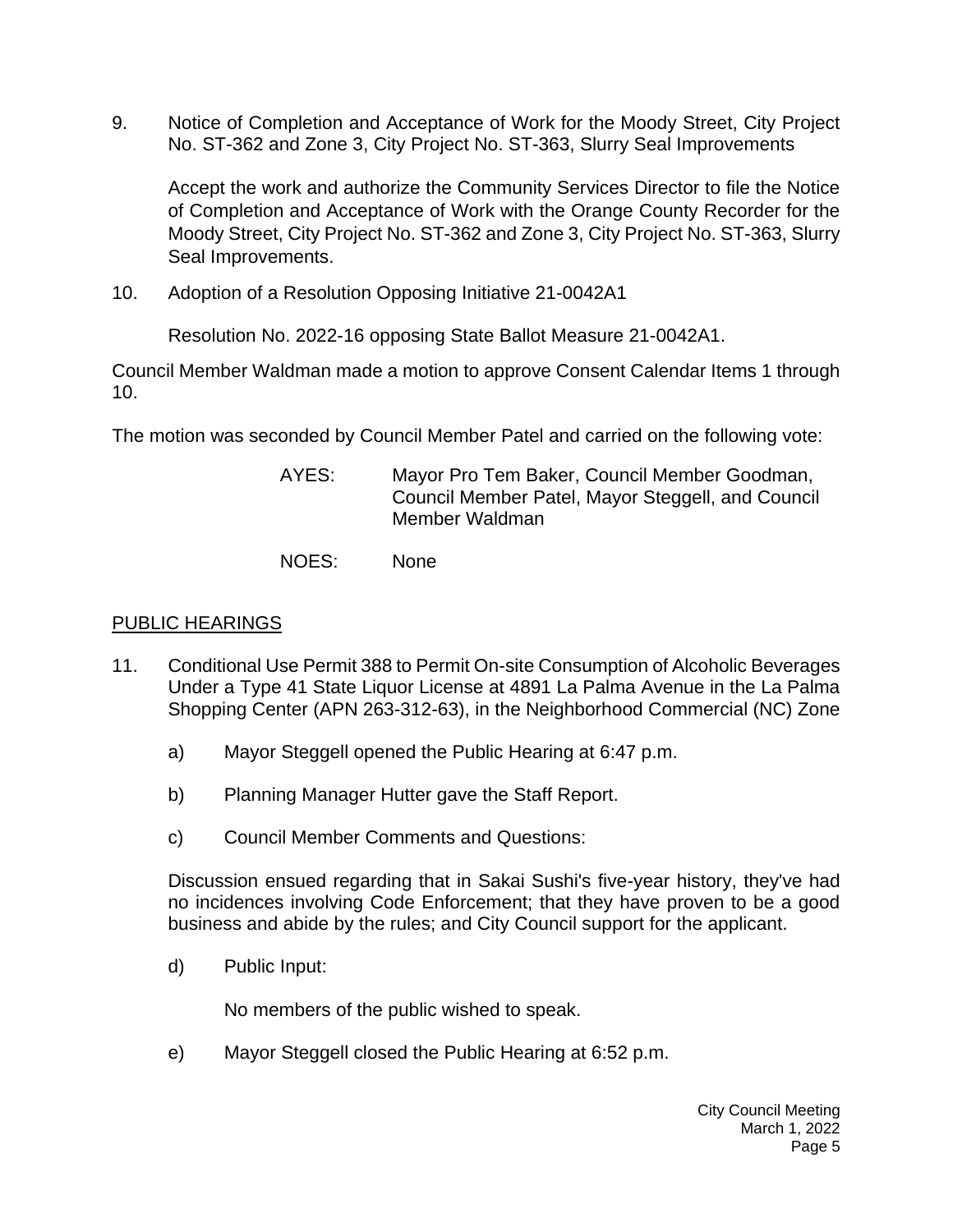9. Notice of Completion and Acceptance of Work for the Moody Street, City Project No. ST-362 and Zone 3, City Project No. ST-363, Slurry Seal Improvements

   Accept the work and authorize the Community Services Director to file the Notice of Completion and Acceptance of Work with the Orange County Recorder for the Moody Street, City Project No. ST-362 and Zone 3, City Project No. ST-363, Slurry Seal Improvements.

10. Adoption of a Resolution Opposing Initiative 21-0042A1

    Resolution No. 2022-16 opposing State Ballot Measure 21-0042A1.

Council Member Waldman made a motion to approve Consent Calendar Items 1 through 10.

The motion was seconded by Council Member Patel and carried on the following vote:

AYES: Mayor Pro Tem Baker, Council Member Goodman, Council Member Patel, Mayor Steggell, and Council Member Waldman

NOES: None

## PUBLIC HEARINGS

11. Conditional Use Permit 388 to Permit On-site Consumption of Alcoholic Beverages Under a Type 41 State Liquor License at 4891 La Palma Avenue in the La Palma Shopping Center (APN 263-312-63), in the Neighborhood Commercial (NC) Zone

    a) Mayor Steggell opened the Public Hearing at 6:47 p.m.

    b) Planning Manager Hutter gave the Staff Report.

    c) Council Member Comments and Questions:

    Discussion ensued regarding that in Sakai Sushi's five-year history, they've had no incidences involving Code Enforcement; that they have proven to be a good business and abide by the rules; and City Council support for the applicant.

    d) Public Input:

       No members of the public wished to speak.

    e) Mayor Steggell closed the Public Hearing at 6:52 p.m.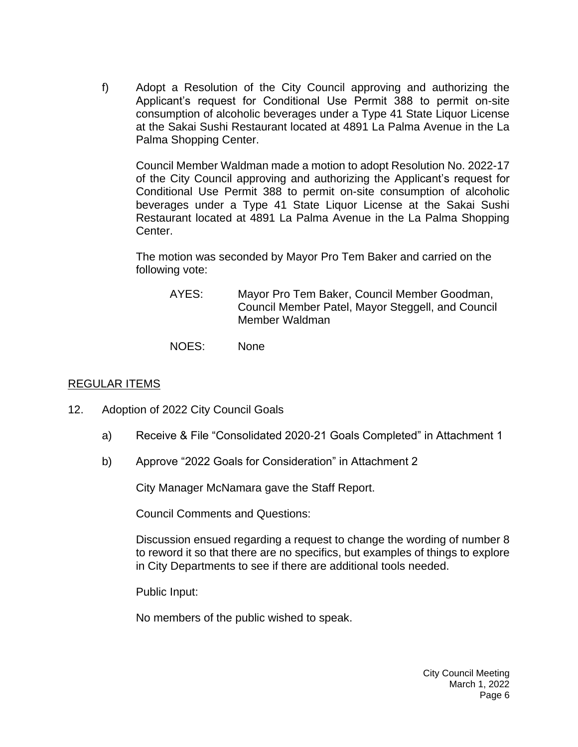f) Adopt a Resolution of the City Council approving and authorizing the Applicant's request for Conditional Use Permit 388 to permit on-site consumption of alcoholic beverages under a Type 41 State Liquor License at the Sakai Sushi Restaurant located at 4891 La Palma Avenue in the La Palma Shopping Center.

Council Member Waldman made a motion to adopt Resolution No. 2022-17 of the City Council approving and authorizing the Applicant's request for Conditional Use Permit 388 to permit on-site consumption of alcoholic beverages under a Type 41 State Liquor License at the Sakai Sushi Restaurant located at 4891 La Palma Avenue in the La Palma Shopping Center.

The motion was seconded by Mayor Pro Tem Baker and carried on the following vote:

AYES: Mayor Pro Tem Baker, Council Member Goodman, Council Member Patel, Mayor Steggell, and Council Member Waldman

NOES: None

REGULAR ITEMS

12. Adoption of 2022 City Council Goals

a) Receive & File "Consolidated 2020-21 Goals Completed" in Attachment 1

b) Approve "2022 Goals for Consideration" in Attachment 2

City Manager McNamara gave the Staff Report.

Council Comments and Questions:

Discussion ensued regarding a request to change the wording of number 8 to reword it so that there are no specifics, but examples of things to explore in City Departments to see if there are additional tools needed.

Public Input:

No members of the public wished to speak.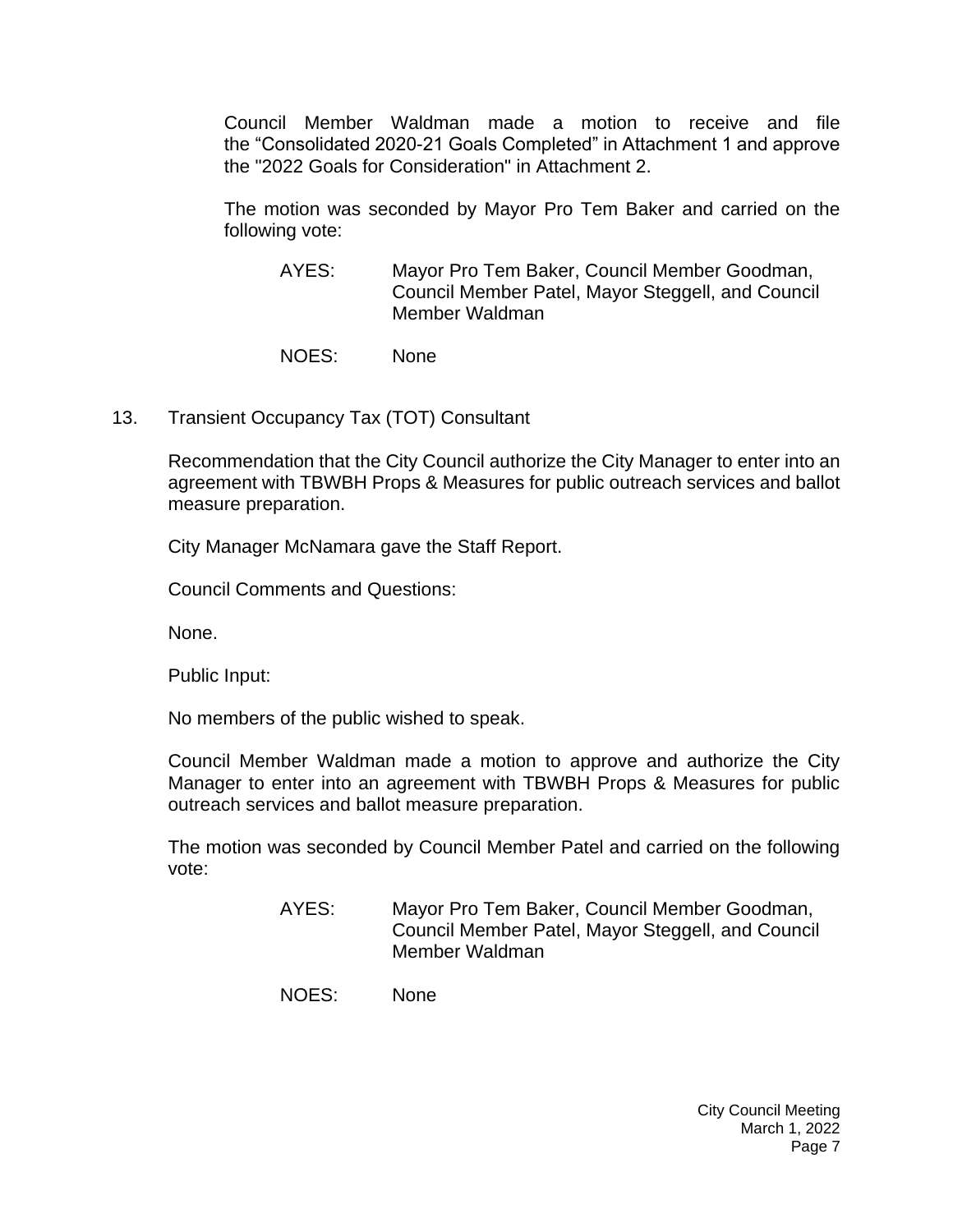Council Member Waldman made a motion to receive and file the “Consolidated 2020-21 Goals Completed” in Attachment 1 and approve the "2022 Goals for Consideration" in Attachment 2.

The motion was seconded by Mayor Pro Tem Baker and carried on the following vote:

AYES: Mayor Pro Tem Baker, Council Member Goodman, Council Member Patel, Mayor Steggell, and Council Member Waldman

NOES: None

13. Transient Occupancy Tax (TOT) Consultant

Recommendation that the City Council authorize the City Manager to enter into an agreement with TBWBH Props & Measures for public outreach services and ballot measure preparation.

City Manager McNamara gave the Staff Report.

Council Comments and Questions:

None.

Public Input:

No members of the public wished to speak.

Council Member Waldman made a motion to approve and authorize the City Manager to enter into an agreement with TBWBH Props & Measures for public outreach services and ballot measure preparation.

The motion was seconded by Council Member Patel and carried on the following vote:

AYES: Mayor Pro Tem Baker, Council Member Goodman, Council Member Patel, Mayor Steggell, and Council Member Waldman

NOES: None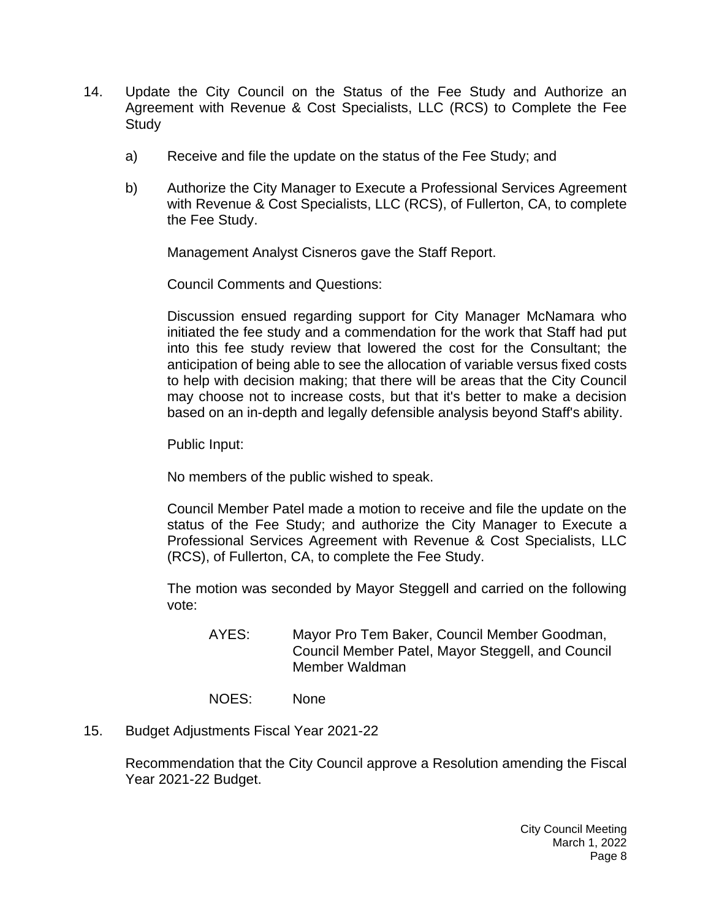14. Update the City Council on the Status of the Fee Study and Authorize an Agreement with Revenue & Cost Specialists, LLC (RCS) to Complete the Fee Study

    a) Receive and file the update on the status of the Fee Study; and

    b) Authorize the City Manager to Execute a Professional Services Agreement with Revenue & Cost Specialists, LLC (RCS), of Fullerton, CA, to complete the Fee Study.

    Management Analyst Cisneros gave the Staff Report.

    Council Comments and Questions:

    Discussion ensued regarding support for City Manager McNamara who initiated the fee study and a commendation for the work that Staff had put into this fee study review that lowered the cost for the Consultant; the anticipation of being able to see the allocation of variable versus fixed costs to help with decision making; that there will be areas that the City Council may choose not to increase costs, but that it's better to make a decision based on an in-depth and legally defensible analysis beyond Staff's ability.

    Public Input:

    No members of the public wished to speak.

    Council Member Patel made a motion to receive and file the update on the status of the Fee Study; and authorize the City Manager to Execute a Professional Services Agreement with Revenue & Cost Specialists, LLC (RCS), of Fullerton, CA, to complete the Fee Study.

    The motion was seconded by Mayor Steggell and carried on the following vote:

    AYES: Mayor Pro Tem Baker, Council Member Goodman, Council Member Patel, Mayor Steggell, and Council Member Waldman

    NOES: None

15. Budget Adjustments Fiscal Year 2021-22

    Recommendation that the City Council approve a Resolution amending the Fiscal Year 2021-22 Budget.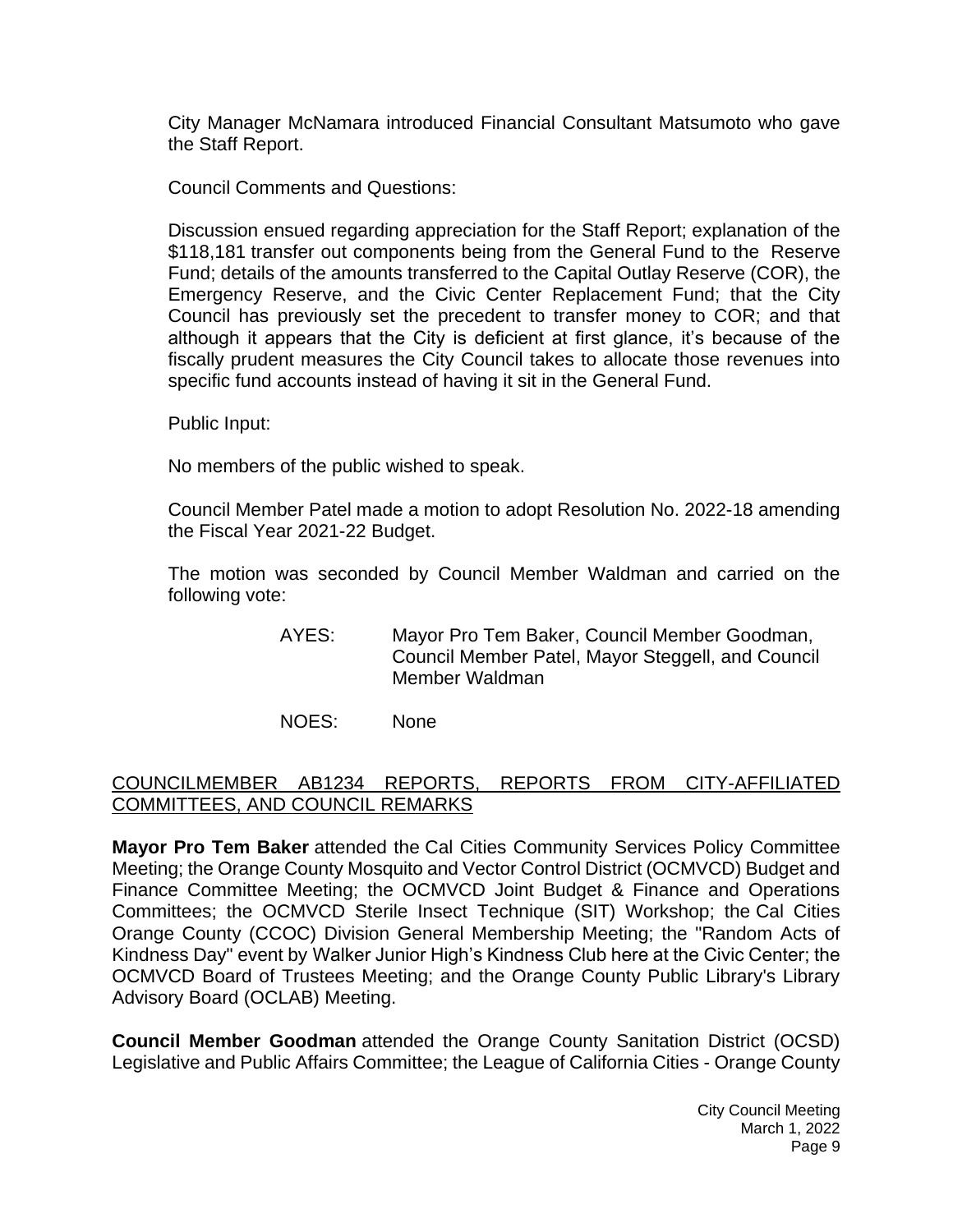City Manager McNamara introduced Financial Consultant Matsumoto who gave the Staff Report.

Council Comments and Questions:

Discussion ensued regarding appreciation for the Staff Report; explanation of the $118,181 transfer out components being from the General Fund to the Reserve Fund; details of the amounts transferred to the Capital Outlay Reserve (COR), the Emergency Reserve, and the Civic Center Replacement Fund; that the City Council has previously set the precedent to transfer money to COR; and that although it appears that the City is deficient at first glance, it's because of the fiscally prudent measures the City Council takes to allocate those revenues into specific fund accounts instead of having it sit in the General Fund.

Public Input:

No members of the public wished to speak.

Council Member Patel made a motion to adopt Resolution No. 2022-18 amending the Fiscal Year 2021-22 Budget.

The motion was seconded by Council Member Waldman and carried on the following vote:

AYES: Mayor Pro Tem Baker, Council Member Goodman, Council Member Patel, Mayor Steggell, and Council Member Waldman

NOES: None

<u>COUNCILMEMBER AB1234 REPORTS, REPORTS FROM CITY-AFFILIATED COMMITTEES, AND COUNCIL REMARKS</u>

**Mayor Pro Tem Baker** attended the Cal Cities Community Services Policy Committee Meeting; the Orange County Mosquito and Vector Control District (OCMVCD) Budget and Finance Committee Meeting; the OCMVCD Joint Budget & Finance and Operations Committees; the OCMVCD Sterile Insect Technique (SIT) Workshop; the Cal Cities Orange County (CCOC) Division General Membership Meeting; the "Random Acts of Kindness Day" event by Walker Junior High's Kindness Club here at the Civic Center; the OCMVCD Board of Trustees Meeting; and the Orange County Public Library's Library Advisory Board (OCLAB) Meeting.

**Council Member Goodman** attended the Orange County Sanitation District (OCSD) Legislative and Public Affairs Committee; the League of California Cities - Orange County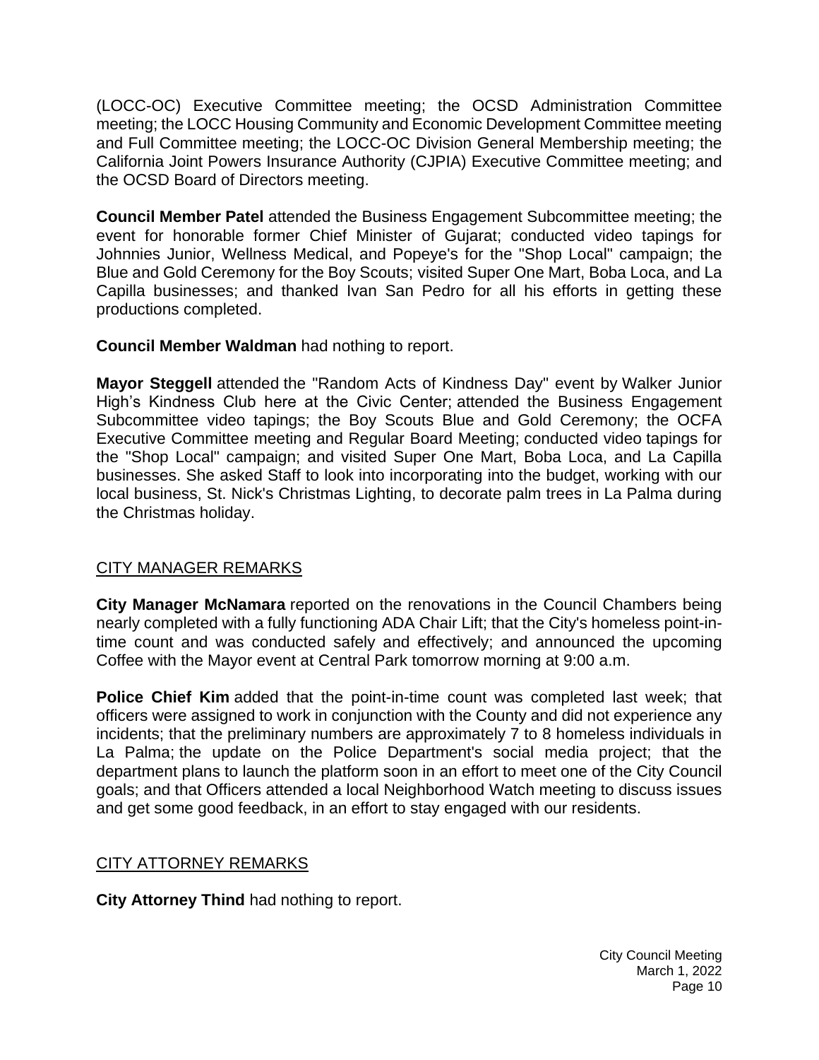(LOCC-OC) Executive Committee meeting; the OCSD Administration Committee meeting; the LOCC Housing Community and Economic Development Committee meeting and Full Committee meeting; the LOCC-OC Division General Membership meeting; the California Joint Powers Insurance Authority (CJPIA) Executive Committee meeting; and the OCSD Board of Directors meeting.

**Council Member Patel** attended the Business Engagement Subcommittee meeting; the event for honorable former Chief Minister of Gujarat; conducted video tapings for Johnnies Junior, Wellness Medical, and Popeye's for the "Shop Local" campaign; the Blue and Gold Ceremony for the Boy Scouts; visited Super One Mart, Boba Loca, and La Capilla businesses; and thanked Ivan San Pedro for all his efforts in getting these productions completed.

**Council Member Waldman** had nothing to report.

**Mayor Steggell** attended the "Random Acts of Kindness Day" event by Walker Junior High's Kindness Club here at the Civic Center; attended the Business Engagement Subcommittee video tapings; the Boy Scouts Blue and Gold Ceremony; the OCFA Executive Committee meeting and Regular Board Meeting; conducted video tapings for the "Shop Local" campaign; and visited Super One Mart, Boba Loca, and La Capilla businesses. She asked Staff to look into incorporating into the budget, working with our local business, St. Nick's Christmas Lighting, to decorate palm trees in La Palma during the Christmas holiday.

## CITY MANAGER REMARKS

**City Manager McNamara** reported on the renovations in the Council Chambers being nearly completed with a fully functioning ADA Chair Lift; that the City's homeless point-in-time count and was conducted safely and effectively; and announced the upcoming Coffee with the Mayor event at Central Park tomorrow morning at 9:00 a.m.

**Police Chief Kim** added that the point-in-time count was completed last week; that officers were assigned to work in conjunction with the County and did not experience any incidents; that the preliminary numbers are approximately 7 to 8 homeless individuals in La Palma; the update on the Police Department's social media project; that the department plans to launch the platform soon in an effort to meet one of the City Council goals; and that Officers attended a local Neighborhood Watch meeting to discuss issues and get some good feedback, in an effort to stay engaged with our residents.

## CITY ATTORNEY REMARKS

**City Attorney Thind** had nothing to report.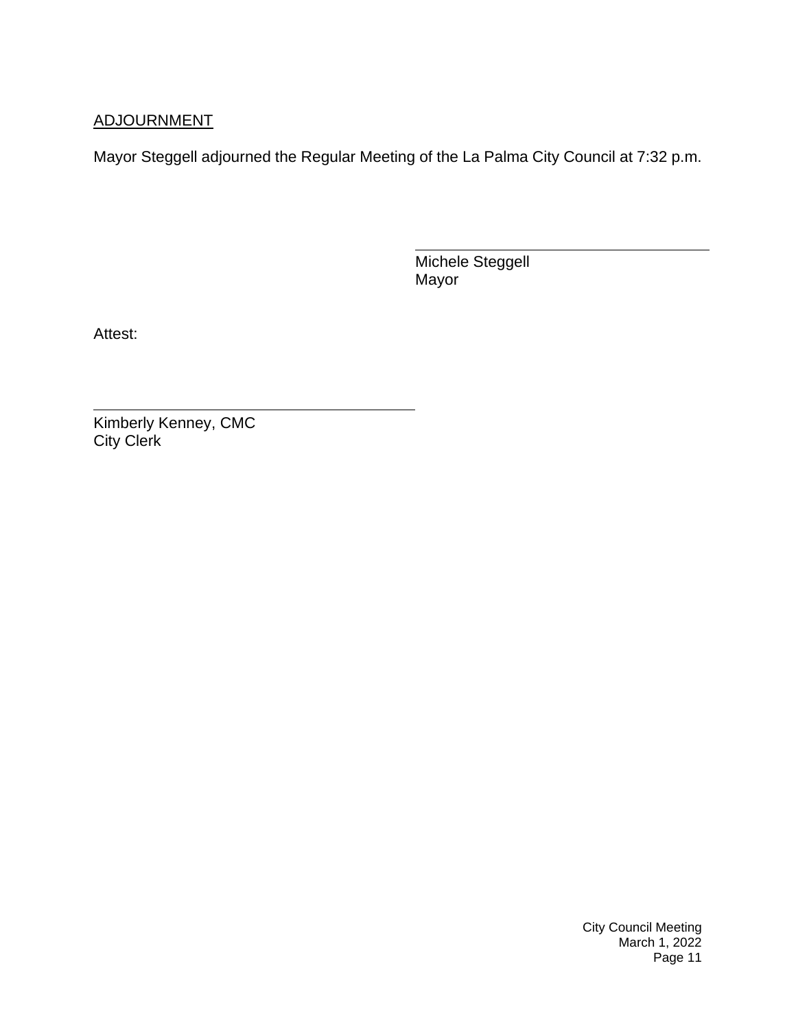## ADJOURNMENT

Mayor Steggell adjourned the Regular Meeting of the La Palma City Council at 7:32 p.m.

Michele Steggell
Mayor

Attest:

Kimberly Kenney, CMC
City Clerk